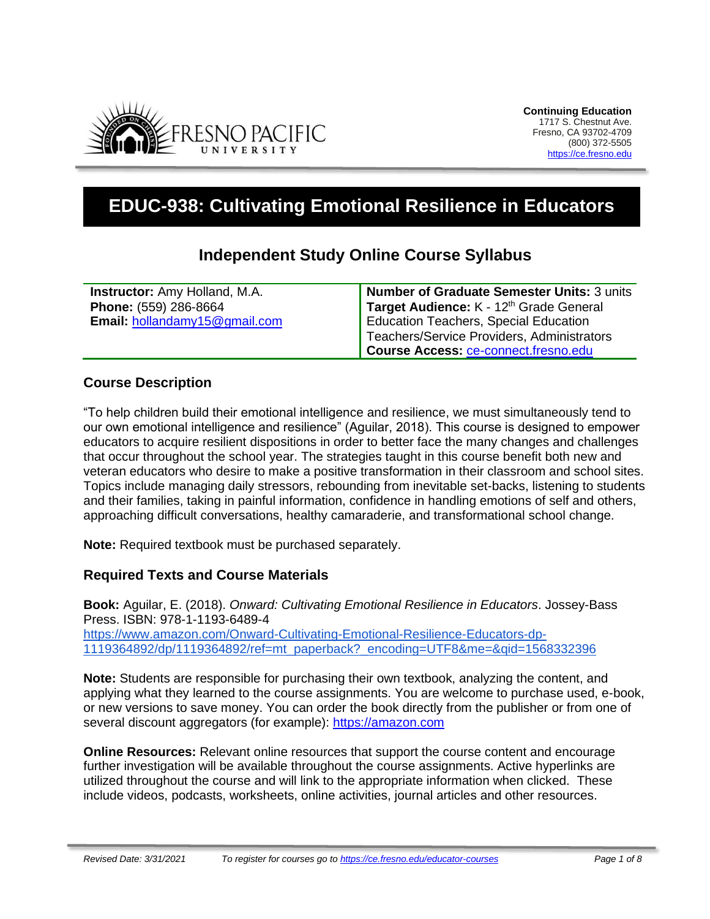**Continuing Education**
1717 S. Chestnut Ave.
Fresno, CA 93702-4709
(800) 372-5505
https://ce.fresno.edu

# EDUC-938: Cultivating Emotional Resilience in Educators

## Independent Study Online Course Syllabus

| | |
|---|---|
| **Instructor:** Amy Holland, M.A.<br>**Phone:** (559) 286-8664<br>**Email:** hollandamy15@gmail.com | **Number of Graduate Semester Units:** 3 units<br>**Target Audience:** K - 12th Grade General Education Teachers, Special Education Teachers/Service Providers, Administrators<br>**Course Access:** ce-connect.fresno.edu |

### Course Description

"To help children build their emotional intelligence and resilience, we must simultaneously tend to our own emotional intelligence and resilience" (Aguilar, 2018). This course is designed to empower educators to acquire resilient dispositions in order to better face the many changes and challenges that occur throughout the school year. The strategies taught in this course benefit both new and veteran educators who desire to make a positive transformation in their classroom and school sites. Topics include managing daily stressors, rebounding from inevitable set-backs, listening to students and their families, taking in painful information, confidence in handling emotions of self and others, approaching difficult conversations, healthy camaraderie, and transformational school change.

**Note:** Required textbook must be purchased separately.

### Required Texts and Course Materials

**Book:** Aguilar, E. (2018). *Onward: Cultivating Emotional Resilience in Educators*. Jossey-Bass Press. ISBN: 978-1-1193-6489-4
https://www.amazon.com/Onward-Cultivating-Emotional-Resilience-Educators-dp-1119364892/dp/1119364892/ref=mt_paperback?_encoding=UTF8&me=&qid=1568332396

**Note:** Students are responsible for purchasing their own textbook, analyzing the content, and applying what they learned to the course assignments. You are welcome to purchase used, e-book, or new versions to save money. You can order the book directly from the publisher or from one of several discount aggregators (for example): https://amazon.com

**Online Resources:** Relevant online resources that support the course content and encourage further investigation will be available throughout the course assignments. Active hyperlinks are utilized throughout the course and will link to the appropriate information when clicked. These include videos, podcasts, worksheets, online activities, journal articles and other resources.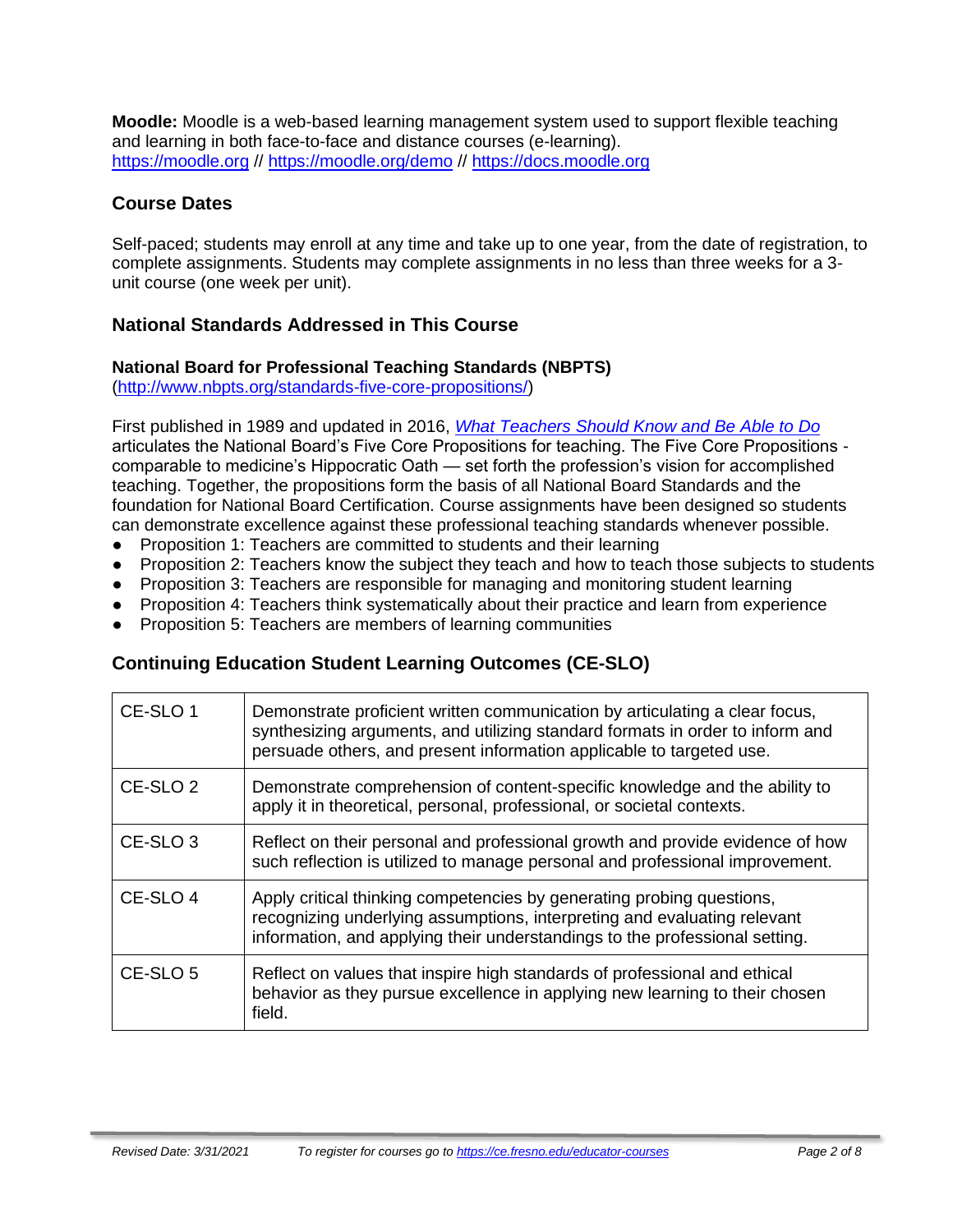**Moodle:** Moodle is a web-based learning management system used to support flexible teaching and learning in both face-to-face and distance courses (e-learning). [https://moodle.org](https://moodle.org) // [https://moodle.org/demo](https://moodle.org/demo) // [https://docs.moodle.org](https://docs.moodle.org)

## Course Dates

Self-paced; students may enroll at any time and take up to one year, from the date of registration, to complete assignments. Students may complete assignments in no less than three weeks for a 3-unit course (one week per unit).

## National Standards Addressed in This Course

### National Board for Professional Teaching Standards (NBPTS)

([http://www.nbpts.org/standards-five-core-propositions/](http://www.nbpts.org/standards-five-core-propositions/))

First published in 1989 and updated in 2016, *[What Teachers Should Know and Be Able to Do](http://www.nbpts.org/standards-five-core-propositions/)* articulates the National Board's Five Core Propositions for teaching. The Five Core Propositions - comparable to medicine's Hippocratic Oath — set forth the profession's vision for accomplished teaching. Together, the propositions form the basis of all National Board Standards and the foundation for National Board Certification. Course assignments have been designed so students can demonstrate excellence against these professional teaching standards whenever possible.

- Proposition 1: Teachers are committed to students and their learning
- Proposition 2: Teachers know the subject they teach and how to teach those subjects to students
- Proposition 3: Teachers are responsible for managing and monitoring student learning
- Proposition 4: Teachers think systematically about their practice and learn from experience
- Proposition 5: Teachers are members of learning communities

## Continuing Education Student Learning Outcomes (CE-SLO)

| | |
|---|---|
| CE-SLO 1 | Demonstrate proficient written communication by articulating a clear focus, synthesizing arguments, and utilizing standard formats in order to inform and persuade others, and present information applicable to targeted use. |
| CE-SLO 2 | Demonstrate comprehension of content-specific knowledge and the ability to apply it in theoretical, personal, professional, or societal contexts. |
| CE-SLO 3 | Reflect on their personal and professional growth and provide evidence of how such reflection is utilized to manage personal and professional improvement. |
| CE-SLO 4 | Apply critical thinking competencies by generating probing questions, recognizing underlying assumptions, interpreting and evaluating relevant information, and applying their understandings to the professional setting. |
| CE-SLO 5 | Reflect on values that inspire high standards of professional and ethical behavior as they pursue excellence in applying new learning to their chosen field. |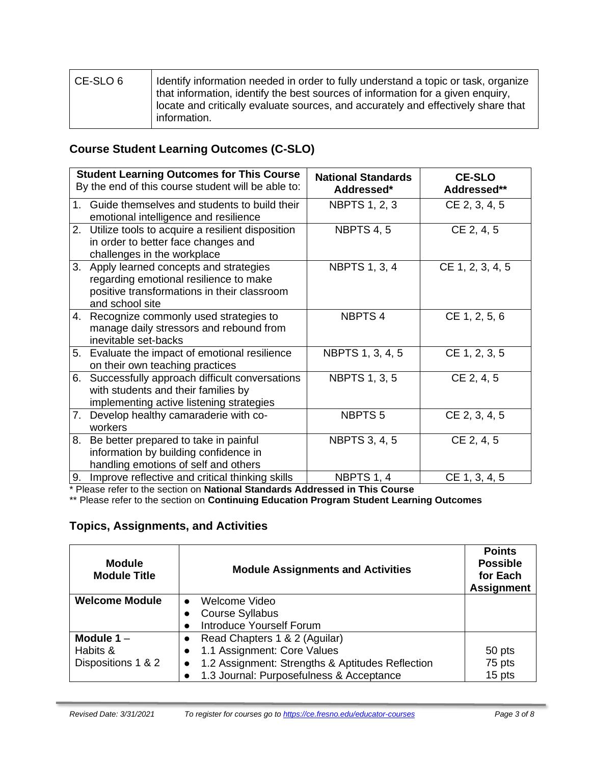| CE-SLO 6 | Identify information needed in order to fully understand a topic or task, organize that information, identify the best sources of information for a given enquiry, locate and critically evaluate sources, and accurately and effectively share that information. |
|---|---|

## Course Student Learning Outcomes (C-SLO)

| **Student Learning Outcomes for This Course** By the end of this course student will be able to: | **National Standards Addressed*** | **CE-SLO Addressed**** |
|---|---|---|
| 1. Guide themselves and students to build their emotional intelligence and resilience | NBPTS 1, 2, 3 | CE 2, 3, 4, 5 |
| 2. Utilize tools to acquire a resilient disposition in order to better face changes and challenges in the workplace | NBPTS 4, 5 | CE 2, 4, 5 |
| 3. Apply learned concepts and strategies regarding emotional resilience to make positive transformations in their classroom and school site | NBPTS 1, 3, 4 | CE 1, 2, 3, 4, 5 |
| 4. Recognize commonly used strategies to manage daily stressors and rebound from inevitable set-backs | NBPTS 4 | CE 1, 2, 5, 6 |
| 5. Evaluate the impact of emotional resilience on their own teaching practices | NBPTS 1, 3, 4, 5 | CE 1, 2, 3, 5 |
| 6. Successfully approach difficult conversations with students and their families by implementing active listening strategies | NBPTS 1, 3, 5 | CE 2, 4, 5 |
| 7. Develop healthy camaraderie with co-workers | NBPTS 5 | CE 2, 3, 4, 5 |
| 8. Be better prepared to take in painful information by building confidence in handling emotions of self and others | NBPTS 3, 4, 5 | CE 2, 4, 5 |
| 9. Improve reflective and critical thinking skills | NBPTS 1, 4 | CE 1, 3, 4, 5 |

* Please refer to the section on **National Standards Addressed in This Course**

** Please refer to the section on **Continuing Education Program Student Learning Outcomes**

## Topics, Assignments, and Activities

| **Module Module Title** | **Module Assignments and Activities** | **Points Possible for Each Assignment** |
|---|---|---|
| **Welcome Module** | • Welcome Video<br>• Course Syllabus<br>• Introduce Yourself Forum | |
| **Module 1** – Habits & Dispositions 1 & 2 | • Read Chapters 1 & 2 (Aguilar)<br>• 1.1 Assignment: Core Values<br>• 1.2 Assignment: Strengths & Aptitudes Reflection<br>• 1.3 Journal: Purposefulness & Acceptance | <br>50 pts<br>75 pts<br>15 pts |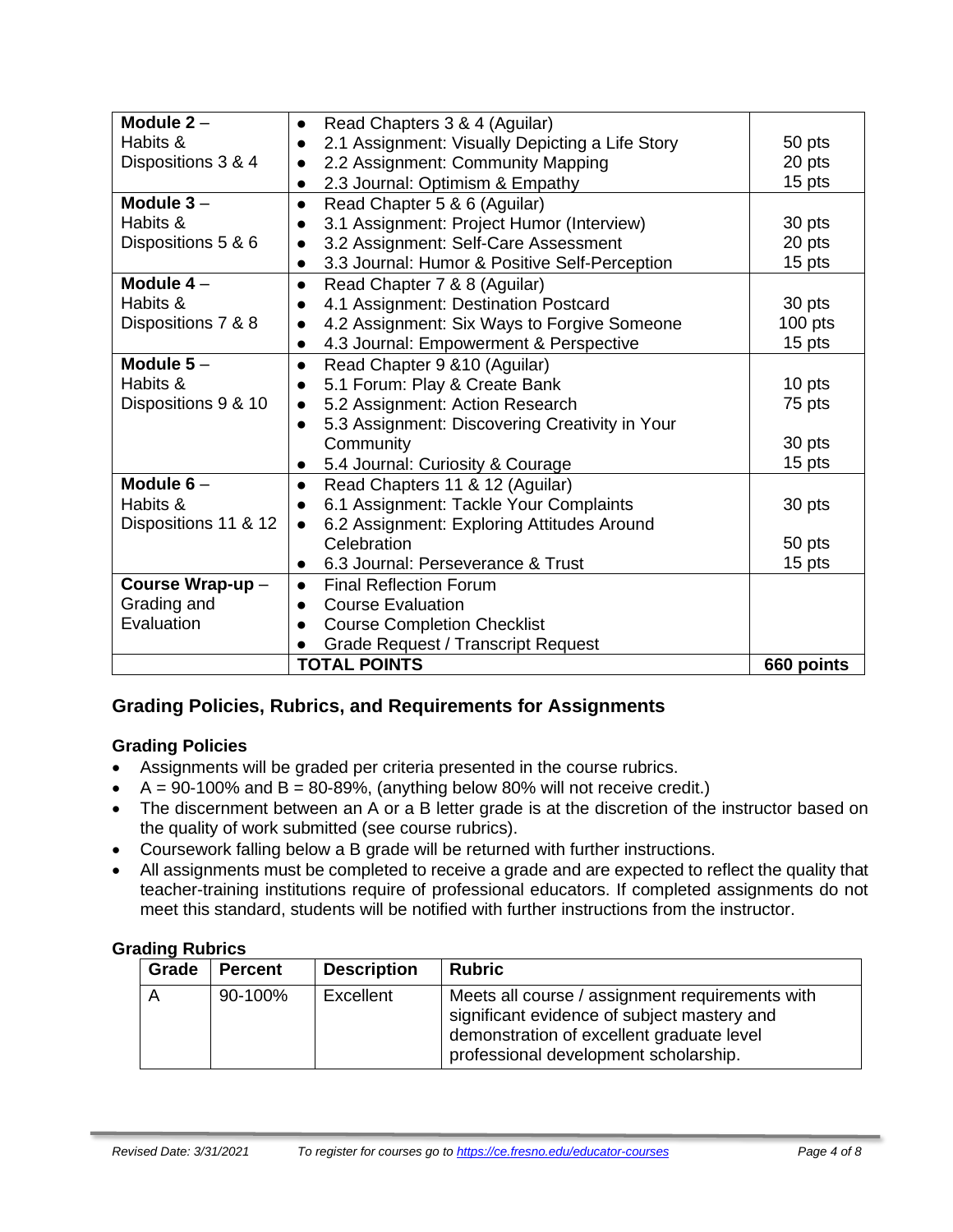| Module 2 – Habits & Dispositions 3 & 4 | • Read Chapters 3 & 4 (Aguilar)<br>• 2.1 Assignment: Visually Depicting a Life Story<br>• 2.2 Assignment: Community Mapping<br>• 2.3 Journal: Optimism & Empathy | <br>50 pts<br>20 pts<br>15 pts |
|---|---|---|
| Module 3 – Habits & Dispositions 5 & 6 | • Read Chapter 5 & 6 (Aguilar)<br>• 3.1 Assignment: Project Humor (Interview)<br>• 3.2 Assignment: Self-Care Assessment<br>• 3.3 Journal: Humor & Positive Self-Perception | <br>30 pts<br>20 pts<br>15 pts |
| Module 4 – Habits & Dispositions 7 & 8 | • Read Chapter 7 & 8 (Aguilar)<br>• 4.1 Assignment: Destination Postcard<br>• 4.2 Assignment: Six Ways to Forgive Someone<br>• 4.3 Journal: Empowerment & Perspective | <br>30 pts<br>100 pts<br>15 pts |
| Module 5 – Habits & Dispositions 9 & 10 | • Read Chapter 9 &10 (Aguilar)<br>• 5.1 Forum: Play & Create Bank<br>• 5.2 Assignment: Action Research<br>• 5.3 Assignment: Discovering Creativity in Your Community<br>• 5.4 Journal: Curiosity & Courage | <br>10 pts<br>75 pts<br>30 pts<br>15 pts |
| Module 6 – Habits & Dispositions 11 & 12 | • Read Chapters 11 & 12 (Aguilar)<br>• 6.1 Assignment: Tackle Your Complaints<br>• 6.2 Assignment: Exploring Attitudes Around Celebration<br>• 6.3 Journal: Perseverance & Trust | <br>30 pts<br>50 pts<br>15 pts |
| Course Wrap-up – Grading and Evaluation | • Final Reflection Forum<br>• Course Evaluation<br>• Course Completion Checklist<br>• Grade Request / Transcript Request | |
| | **TOTAL POINTS** | **660 points** |

## Grading Policies, Rubrics, and Requirements for Assignments

### Grading Policies

- Assignments will be graded per criteria presented in the course rubrics.
- A = 90-100% and B = 80-89%, (anything below 80% will not receive credit.)
- The discernment between an A or a B letter grade is at the discretion of the instructor based on the quality of work submitted (see course rubrics).
- Coursework falling below a B grade will be returned with further instructions.
- All assignments must be completed to receive a grade and are expected to reflect the quality that teacher-training institutions require of professional educators. If completed assignments do not meet this standard, students will be notified with further instructions from the instructor.

### Grading Rubrics

| Grade | Percent | Description | Rubric |
|---|---|---|---|
| A | 90-100% | Excellent | Meets all course / assignment requirements with significant evidence of subject mastery and demonstration of excellent graduate level professional development scholarship. |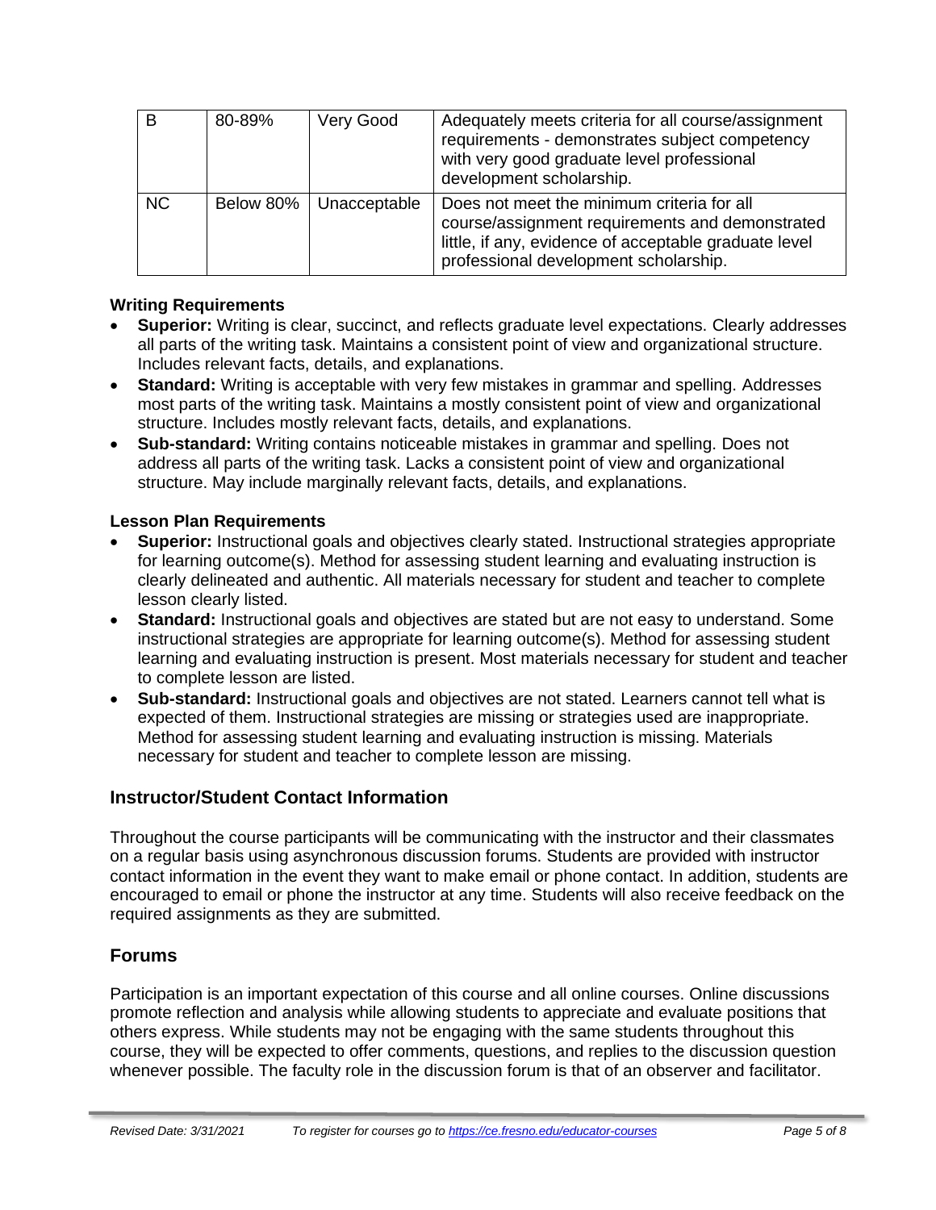| B | 80-89% | Very Good | Adequately meets criteria for all course/assignment requirements - demonstrates subject competency with very good graduate level professional development scholarship. |
|---|---|---|---|
| NC | Below 80% | Unacceptable | Does not meet the minimum criteria for all course/assignment requirements and demonstrated little, if any, evidence of acceptable graduate level professional development scholarship. |

### Writing Requirements

- **Superior:** Writing is clear, succinct, and reflects graduate level expectations. Clearly addresses all parts of the writing task. Maintains a consistent point of view and organizational structure. Includes relevant facts, details, and explanations.
- **Standard:** Writing is acceptable with very few mistakes in grammar and spelling. Addresses most parts of the writing task. Maintains a mostly consistent point of view and organizational structure. Includes mostly relevant facts, details, and explanations.
- **Sub-standard:** Writing contains noticeable mistakes in grammar and spelling. Does not address all parts of the writing task. Lacks a consistent point of view and organizational structure. May include marginally relevant facts, details, and explanations.

### Lesson Plan Requirements

- **Superior:** Instructional goals and objectives clearly stated. Instructional strategies appropriate for learning outcome(s). Method for assessing student learning and evaluating instruction is clearly delineated and authentic. All materials necessary for student and teacher to complete lesson clearly listed.
- **Standard:** Instructional goals and objectives are stated but are not easy to understand. Some instructional strategies are appropriate for learning outcome(s). Method for assessing student learning and evaluating instruction is present. Most materials necessary for student and teacher to complete lesson are listed.
- **Sub-standard:** Instructional goals and objectives are not stated. Learners cannot tell what is expected of them. Instructional strategies are missing or strategies used are inappropriate. Method for assessing student learning and evaluating instruction is missing. Materials necessary for student and teacher to complete lesson are missing.

## Instructor/Student Contact Information

Throughout the course participants will be communicating with the instructor and their classmates on a regular basis using asynchronous discussion forums. Students are provided with instructor contact information in the event they want to make email or phone contact. In addition, students are encouraged to email or phone the instructor at any time. Students will also receive feedback on the required assignments as they are submitted.

## Forums

Participation is an important expectation of this course and all online courses. Online discussions promote reflection and analysis while allowing students to appreciate and evaluate positions that others express. While students may not be engaging with the same students throughout this course, they will be expected to offer comments, questions, and replies to the discussion question whenever possible. The faculty role in the discussion forum is that of an observer and facilitator.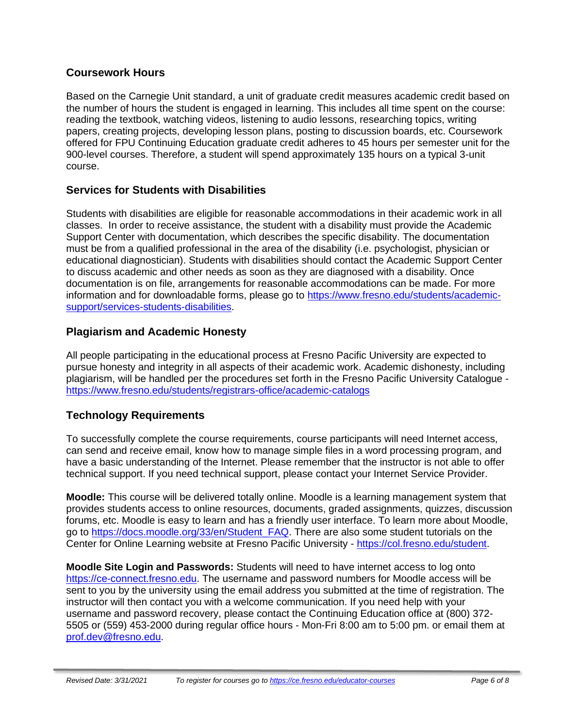## Coursework Hours

Based on the Carnegie Unit standard, a unit of graduate credit measures academic credit based on the number of hours the student is engaged in learning. This includes all time spent on the course: reading the textbook, watching videos, listening to audio lessons, researching topics, writing papers, creating projects, developing lesson plans, posting to discussion boards, etc. Coursework offered for FPU Continuing Education graduate credit adheres to 45 hours per semester unit for the 900-level courses. Therefore, a student will spend approximately 135 hours on a typical 3-unit course.

## Services for Students with Disabilities

Students with disabilities are eligible for reasonable accommodations in their academic work in all classes. In order to receive assistance, the student with a disability must provide the Academic Support Center with documentation, which describes the specific disability. The documentation must be from a qualified professional in the area of the disability (i.e. psychologist, physician or educational diagnostician). Students with disabilities should contact the Academic Support Center to discuss academic and other needs as soon as they are diagnosed with a disability. Once documentation is on file, arrangements for reasonable accommodations can be made. For more information and for downloadable forms, please go to https://www.fresno.edu/students/academic-support/services-students-disabilities.

## Plagiarism and Academic Honesty

All people participating in the educational process at Fresno Pacific University are expected to pursue honesty and integrity in all aspects of their academic work. Academic dishonesty, including plagiarism, will be handled per the procedures set forth in the Fresno Pacific University Catalogue - https://www.fresno.edu/students/registrars-office/academic-catalogs

## Technology Requirements

To successfully complete the course requirements, course participants will need Internet access, can send and receive email, know how to manage simple files in a word processing program, and have a basic understanding of the Internet. Please remember that the instructor is not able to offer technical support. If you need technical support, please contact your Internet Service Provider.

**Moodle:** This course will be delivered totally online. Moodle is a learning management system that provides students access to online resources, documents, graded assignments, quizzes, discussion forums, etc. Moodle is easy to learn and has a friendly user interface. To learn more about Moodle, go to https://docs.moodle.org/33/en/Student_FAQ. There are also some student tutorials on the Center for Online Learning website at Fresno Pacific University - https://col.fresno.edu/student.

**Moodle Site Login and Passwords:** Students will need to have internet access to log onto https://ce-connect.fresno.edu. The username and password numbers for Moodle access will be sent to you by the university using the email address you submitted at the time of registration. The instructor will then contact you with a welcome communication. If you need help with your username and password recovery, please contact the Continuing Education office at (800) 372-5505 or (559) 453-2000 during regular office hours - Mon-Fri 8:00 am to 5:00 pm. or email them at prof.dev@fresno.edu.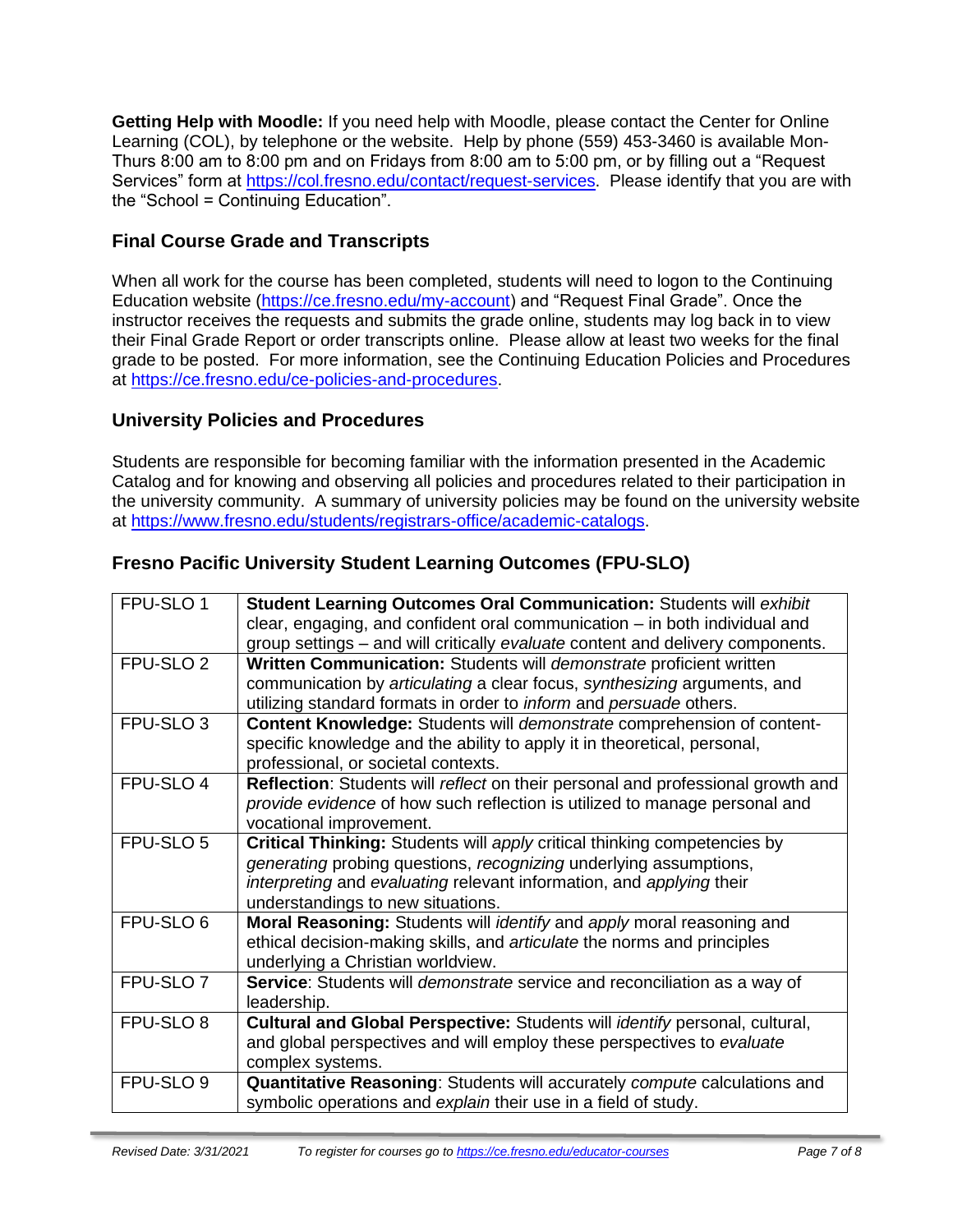**Getting Help with Moodle:** If you need help with Moodle, please contact the Center for Online Learning (COL), by telephone or the website. Help by phone (559) 453-3460 is available Mon-Thurs 8:00 am to 8:00 pm and on Fridays from 8:00 am to 5:00 pm, or by filling out a "Request Services" form at https://col.fresno.edu/contact/request-services. Please identify that you are with the "School = Continuing Education".

## Final Course Grade and Transcripts

When all work for the course has been completed, students will need to logon to the Continuing Education website (https://ce.fresno.edu/my-account) and "Request Final Grade". Once the instructor receives the requests and submits the grade online, students may log back in to view their Final Grade Report or order transcripts online. Please allow at least two weeks for the final grade to be posted. For more information, see the Continuing Education Policies and Procedures at https://ce.fresno.edu/ce-policies-and-procedures.

## University Policies and Procedures

Students are responsible for becoming familiar with the information presented in the Academic Catalog and for knowing and observing all policies and procedures related to their participation in the university community. A summary of university policies may be found on the university website at https://www.fresno.edu/students/registrars-office/academic-catalogs.

## Fresno Pacific University Student Learning Outcomes (FPU-SLO)

| | |
|---|---|
| FPU-SLO 1 | **Student Learning Outcomes Oral Communication:** Students will *exhibit* clear, engaging, and confident oral communication – in both individual and group settings – and will critically *evaluate* content and delivery components. |
| FPU-SLO 2 | **Written Communication:** Students will *demonstrate* proficient written communication by *articulating* a clear focus, *synthesizing* arguments, and utilizing standard formats in order to *inform* and *persuade* others. |
| FPU-SLO 3 | **Content Knowledge:** Students will *demonstrate* comprehension of content-specific knowledge and the ability to apply it in theoretical, personal, professional, or societal contexts. |
| FPU-SLO 4 | **Reflection**: Students will *reflect* on their personal and professional growth and *provide evidence* of how such reflection is utilized to manage personal and vocational improvement. |
| FPU-SLO 5 | **Critical Thinking:** Students will *apply* critical thinking competencies by *generating* probing questions, *recognizing* underlying assumptions, *interpreting* and *evaluating* relevant information, and *applying* their understandings to new situations. |
| FPU-SLO 6 | **Moral Reasoning:** Students will *identify* and *apply* moral reasoning and ethical decision-making skills, and *articulate* the norms and principles underlying a Christian worldview. |
| FPU-SLO 7 | **Service**: Students will *demonstrate* service and reconciliation as a way of leadership. |
| FPU-SLO 8 | **Cultural and Global Perspective:** Students will *identify* personal, cultural, and global perspectives and will employ these perspectives to *evaluate* complex systems. |
| FPU-SLO 9 | **Quantitative Reasoning**: Students will accurately *compute* calculations and symbolic operations and *explain* their use in a field of study. |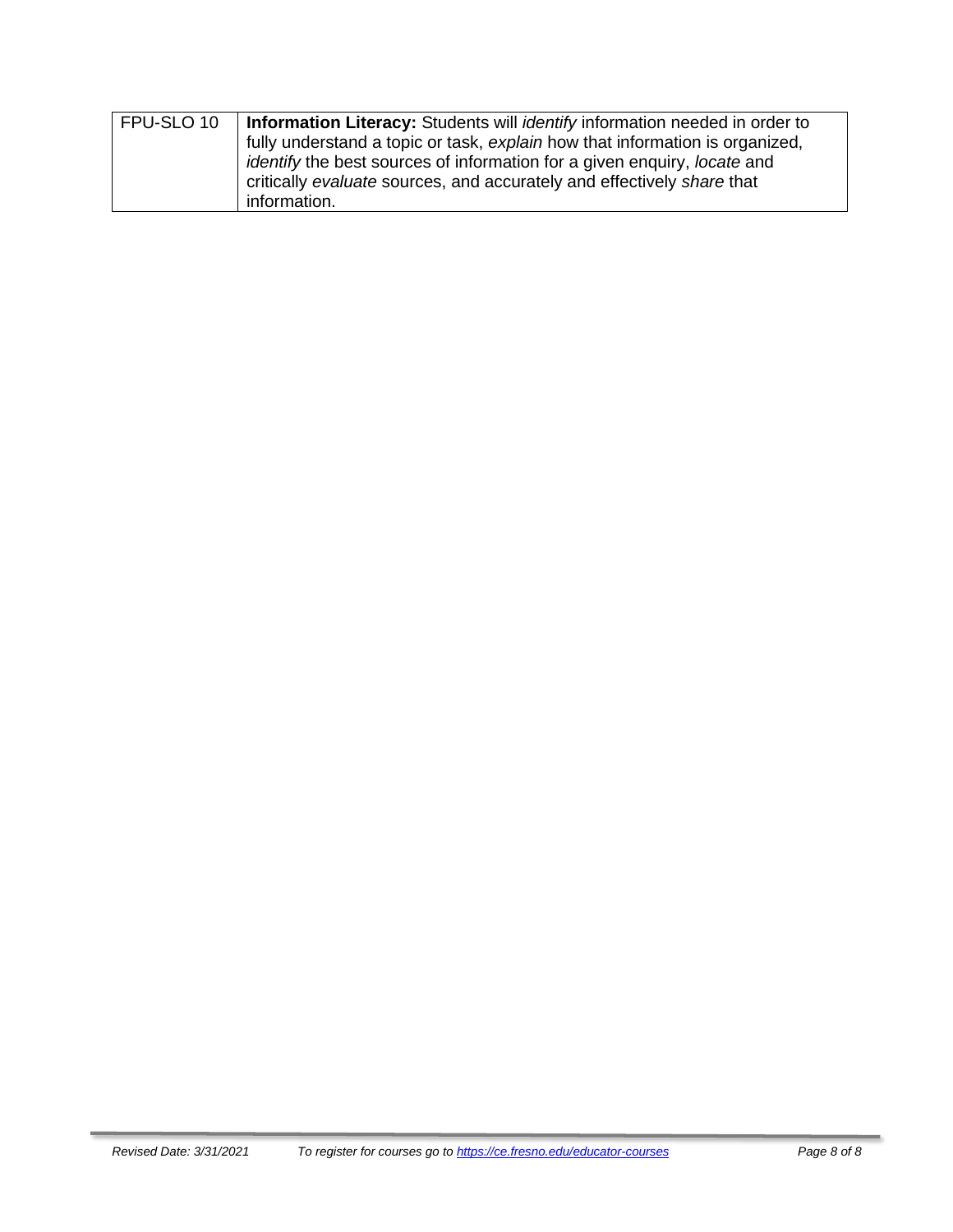| | |
|---|---|
| FPU-SLO 10 | **Information Literacy:** Students will *identify* information needed in order to fully understand a topic or task, *explain* how that information is organized, *identify* the best sources of information for a given enquiry, *locate* and critically *evaluate* sources, and accurately and effectively *share* that information. |